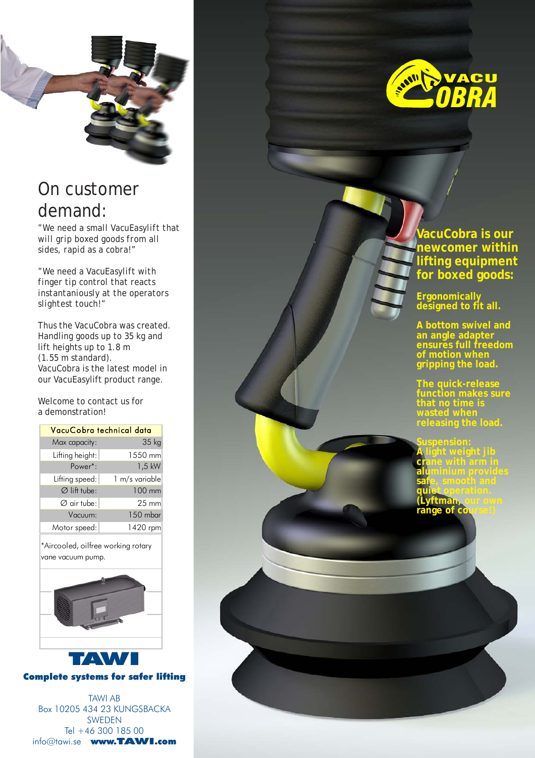# On customer demand:

"We need a small VacuEasylift that will grip boxed goods from all sides, rapid as a cobra!"

"We need a VacuEasylift with finger tip control that reacts instantaniously at the operators slightest touch!"

Thus the VacuCobra was created. Handling goods up to 35 kg and lift heights up to 1.8 m (1.55 m standard). VacuCobra is the latest model in our VacuEasylift product range.

Welcome to contact us for a demonstration!

| VacuCobra technical data | |
|---|---|
| Max capacity: | 35 kg |
| Lifting height: | 1550 mm |
| Power*: | 1,5 kW |
| Lifting speed: | 1 m/s variable |
| Ø lift tube: | 100 mm |
| Ø air tube: | 25 mm |
| Vacuum: | 150 mbar |
| Motor speed: | 1420 rpm |

*Aircooled, oilfree working rotary vane vacuum pump.

**TAWI**

**Complete systems for safer lifting**

TAWI AB
Box 10205 434 23 KUNGSBACKA
SWEDEN
Tel +46 300 185 00
info@tawi.se **www.TAWI.com**

**VACU COBRA**

## VacuCobra is our newcomer within lifting equipment for boxed goods:

**Ergonomically designed to fit all.**

**A bottom swivel and an angle adapter ensures full freedom of motion when gripping the load.**

**The quick-release function makes sure that no time is wasted when releasing the load.**

**Suspension: A light weight jib crane with arm in aluminium provides safe, smooth and quiet operation. (Lyftman, our own range of course!)**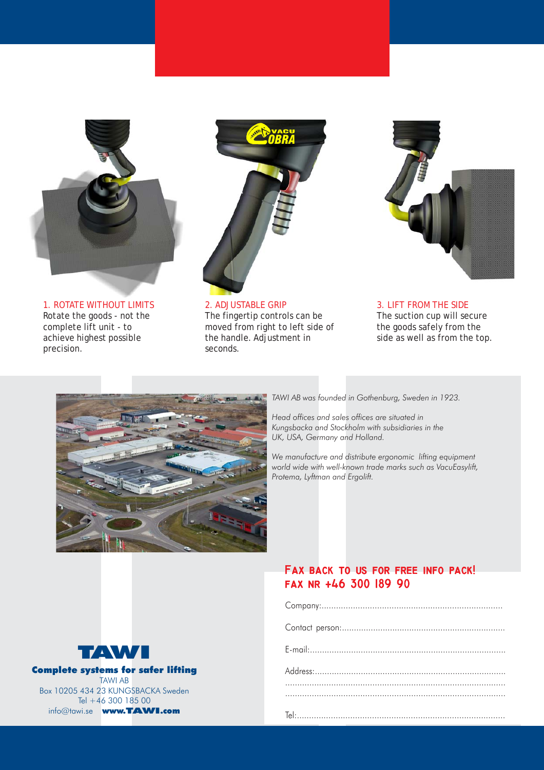### 1. ROTATE WITHOUT LIMITS

Rotate the goods - not the complete lift unit - to achieve highest possible precision.

### 2. ADJUSTABLE GRIP

The fingertip controls can be moved from right to left side of the handle. Adjustment in seconds.

### 3. LIFT FROM THE SIDE

The suction cup will secure the goods safely from the side as well as from the top.

*TAWI AB was founded in Gothenburg, Sweden in 1923.*

*Head offices and sales offices are situated in Kungsbacka and Stockholm with subsidiaries in the UK, USA, Germany and Holland.*

*We manufacture and distribute ergonomic lifting equipment world wide with well-known trade marks such as VacuEasylift, Protema, Lyftman and Ergolift.*

## FAX BACK TO US FOR FREE INFO PACK!
## FAX NR +46 300 189 90

Company:..........................................................................

Contact person:...................................................................

E-mail:................................................................................

Address:.............................................................................

.........................................................................................

.........................................................................................

Tel:....................................................................................

**TAWI**

**Complete systems for safer lifting**

TAWI AB
Box 10205 434 23 KUNGSBACKA Sweden
Tel +46 300 185 00
info@tawi.se **www.TAWI.com**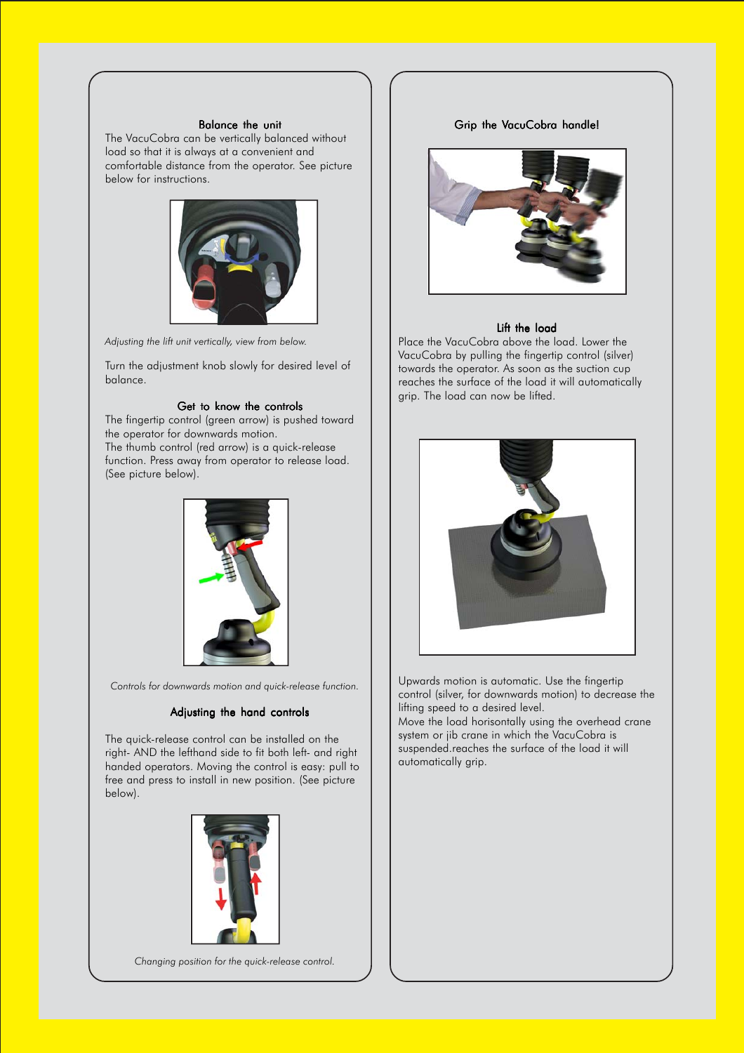### Balance the unit

The VacuCobra can be vertically balanced without load so that it is always at a convenient and comfortable distance from the operator. See picture below for instructions.

*Adjusting the lift unit vertically, view from below.*

Turn the adjustment knob slowly for desired level of balance.

### Get to know the controls

The fingertip control (green arrow) is pushed toward the operator for downwards motion.
The thumb control (red arrow) is a quick-release function. Press away from operator to release load. (See picture below).

*Controls for downwards motion and quick-release function.*

### Adjusting the hand controls

The quick-release control can be installed on the right- AND the lefthand side to fit both left- and right handed operators. Moving the control is easy: pull to free and press to install in new position. (See picture below).

*Changing position for the quick-release control.*

### Grip the VacuCobra handle!

### Lift the load

Place the VacuCobra above the load. Lower the VacuCobra by pulling the fingertip control (silver) towards the operator. As soon as the suction cup reaches the surface of the load it will automatically grip. The load can now be lifted.

Upwards motion is automatic. Use the fingertip control (silver, for downwards motion) to decrease the lifting speed to a desired level.
Move the load horisontally using the overhead crane system or jib crane in which the VacuCobra is suspended.reaches the surface of the load it will automatically grip.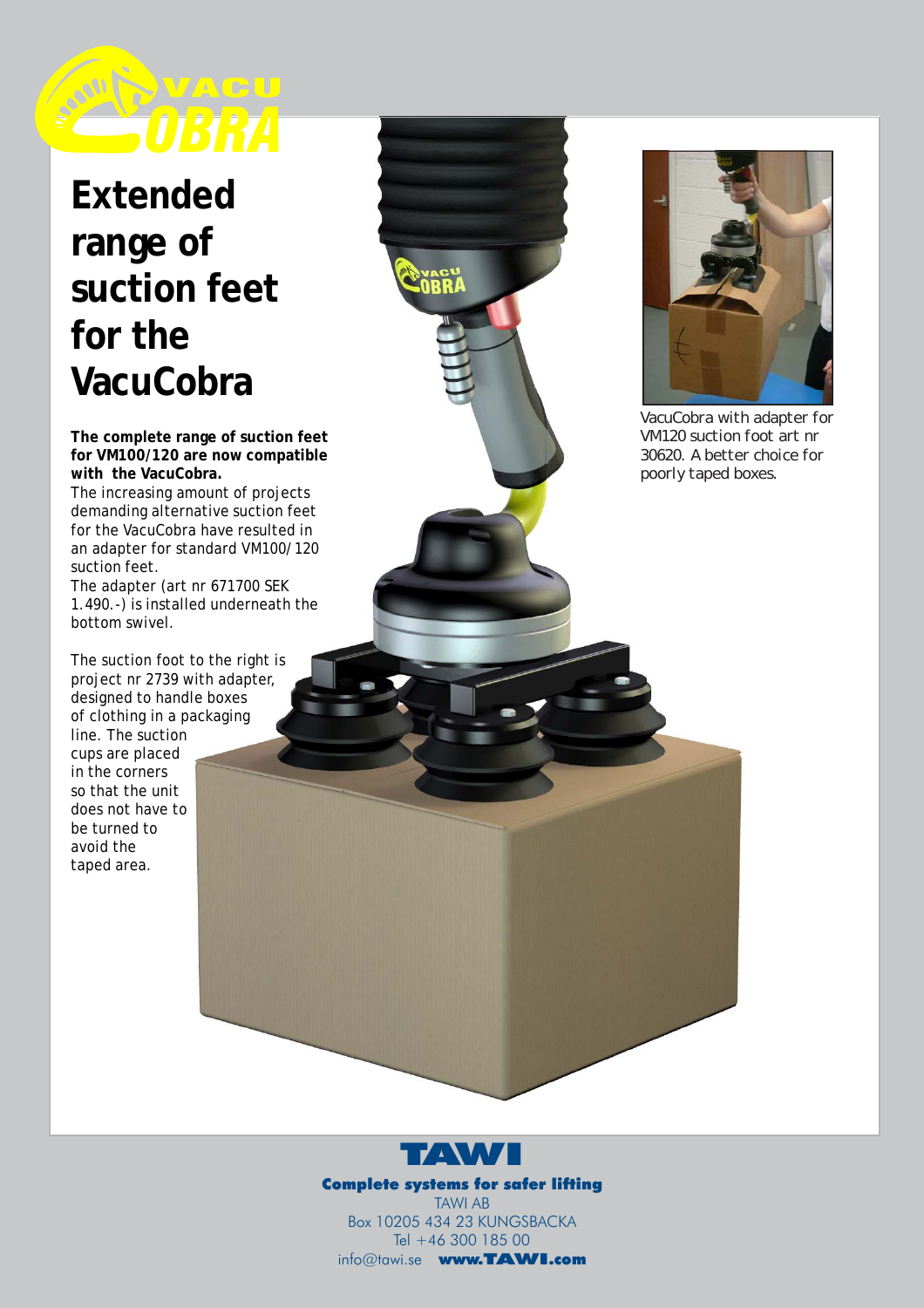# Extended range of suction feet for the VacuCobra

**The complete range of suction feet for VM100/120 are now compatible with the VacuCobra.**

The increasing amount of projects demanding alternative suction feet for the VacuCobra have resulted in an adapter for standard VM100/120 suction feet.

The adapter (art nr 671700 SEK 1.490.-) is installed underneath the bottom swivel.

The suction foot to the right is project nr 2739 with adapter, designed to handle boxes of clothing in a packaging line. The suction cups are placed in the corners so that the unit does not have to be turned to avoid the taped area.

VacuCobra with adapter for VM120 suction foot art nr 30620. A better choice for poorly taped boxes.

**Complete systems for safer lifting**

TAWI AB
Box 10205 434 23 KUNGSBACKA
Tel +46 300 185 00
info@tawi.se **www.TAWI.com**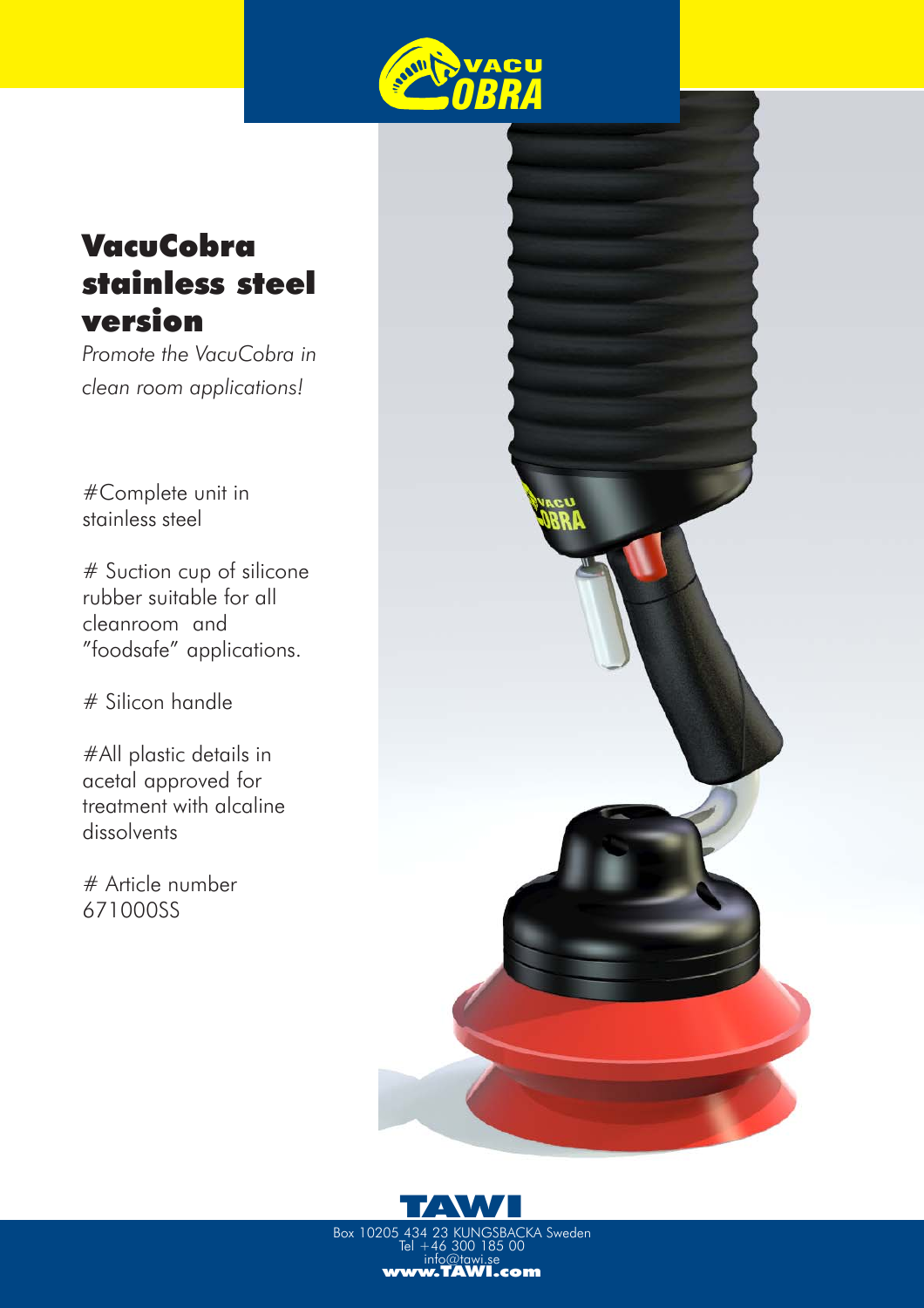# VacuCobra stainless steel version

*Promote the VacuCobra in clean room applications!*

#Complete unit in stainless steel

# Suction cup of silicone rubber suitable for all cleanroom and "foodsafe" applications.

# Silicon handle

#All plastic details in acetal approved for treatment with alcaline dissolvents

# Article number 671000SS

**TAWI**

Box 10205 434 23 KUNGSBACKA Sweden
Tel +46 300 185 00
info@tawi.se
**www.TAWI.com**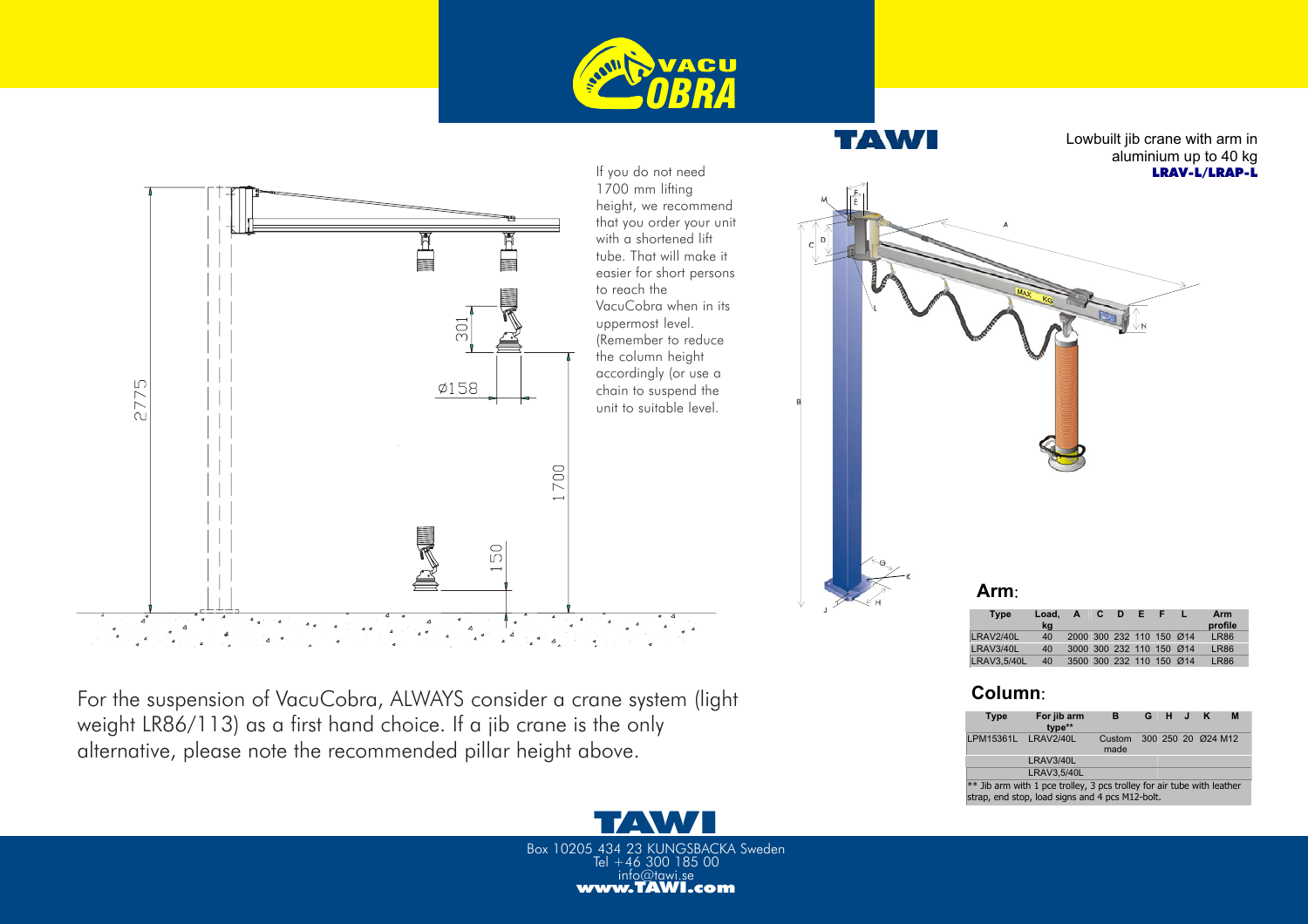Lowbuilt jib crane with arm in aluminium up to 40 kg

**LRAV-L/LRAP-L**

If you do not need 1700 mm lifting height, we recommend that you order your unit with a shortened lift tube. That will make it easier for short persons to reach the VacuCobra when in its uppermost level. (Remember to reduce the column height accordingly (or use a chain to suspend the unit to suitable level.

For the suspension of VacuCobra, ALWAYS consider a crane system (light weight LR86/113) as a first hand choice. If a jib crane is the only alternative, please note the recommended pillar height above.

## Arm:

| Type | Load, kg | A | C | D | E | F | L | Arm profile |
|---|---|---|---|---|---|---|---|---|
| LRAV2/40L | 40 | 2000 | 300 | 232 | 110 | 150 | Ø14 | LR86 |
| LRAV3/40L | 40 | 3000 | 300 | 232 | 110 | 150 | Ø14 | LR86 |
| LRAV3,5/40L | 40 | 3500 | 300 | 232 | 110 | 150 | Ø14 | LR86 |

## Column:

| Type | For jib arm type** | B | G | H | J | K | M |
|---|---|---|---|---|---|---|---|
| LPM15361L | LRAV2/40L | Custom made | 300 | 250 | 20 | Ø24 | M12 |
| | LRAV3/40L | | | | | | |
| | LRAV3,5/40L | | | | | | |

** Jib arm with 1 pce trolley, 3 pcs trolley for air tube with leather strap, end stop, load signs and 4 pcs M12-bolt.

Box 10205 434 23 KUNGSBACKA Sweden
Tel +46 300 185 00
info@tawi.se
**www.TAWI.com**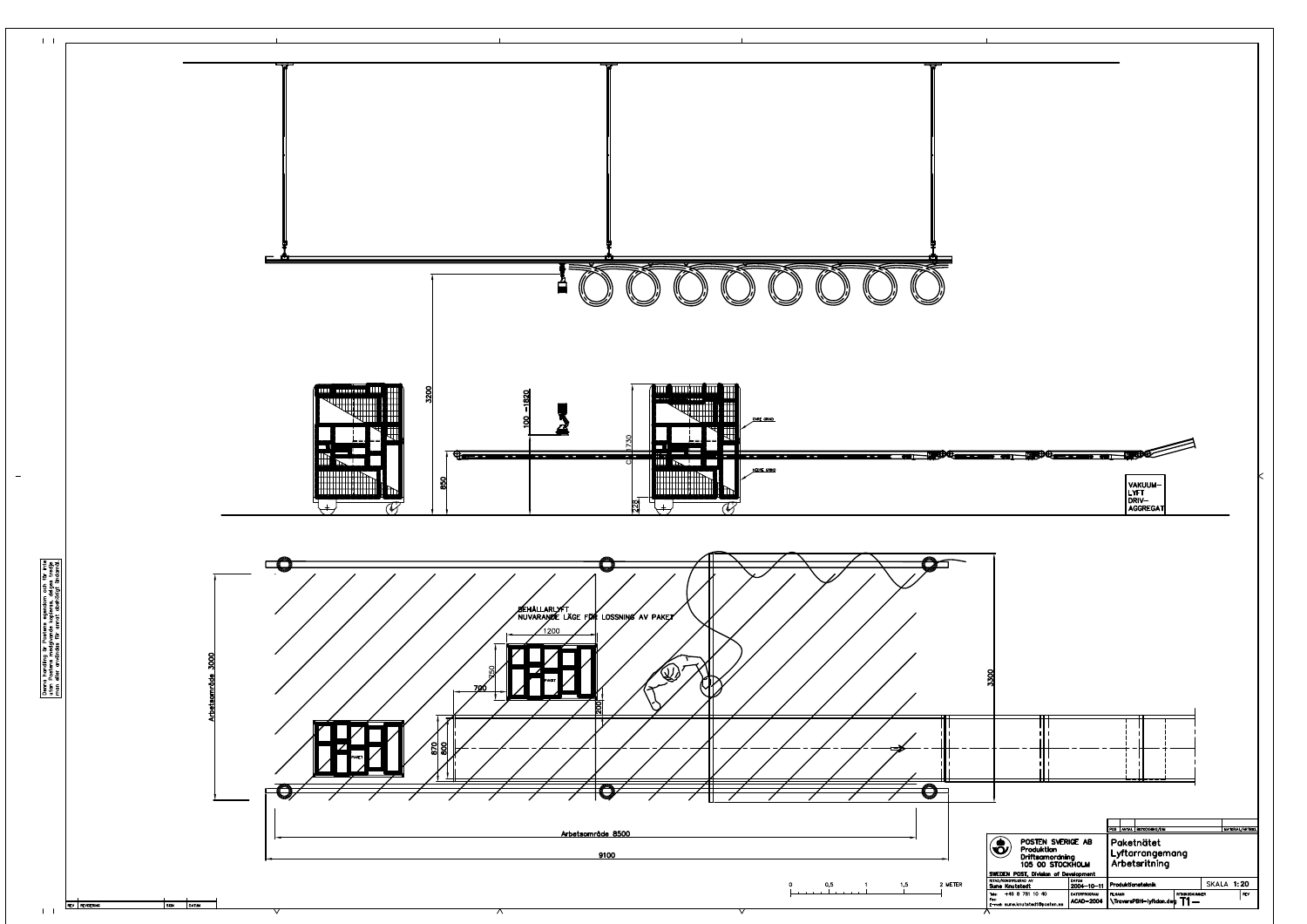3200

100 –1820

850

228

C:A 1730

ÖVRE GRIND

NEDRE GRIND

VAKUUM-
LYFT
DRIV-
AGGREGAT

BEHÅLLARLYFT
NUVARANDE LÄGE FÖR LOSSNING AV PAKET

1200

750

700

200

870

800

PAKET

Arbetsområde 3000

3300

Arbetsområde 8500

9100

0 0,5 1 1,5 2 METER

Denna handling är Postens egendom och får inte utan Postens medgivande kopieras, delges tredje man eller användas för annat ändamål än avsett.

POSTEN SVERIGE AB
Produktion
Driftsamordning
105 00 STOCKHOLM

SWEDEN POST, Division of Development

Suna Knutstedt

Tele: +46 8 781 10 40

E-mail: suna.knutstedt@posten.se

2004-10-11

ACAD-2004

Paketnätet
Lyftarrangemang
Arbetsritning

Produktionsteknik

SKALA 1:20

\TraversPBH-lyftdon.dwg

T1 —